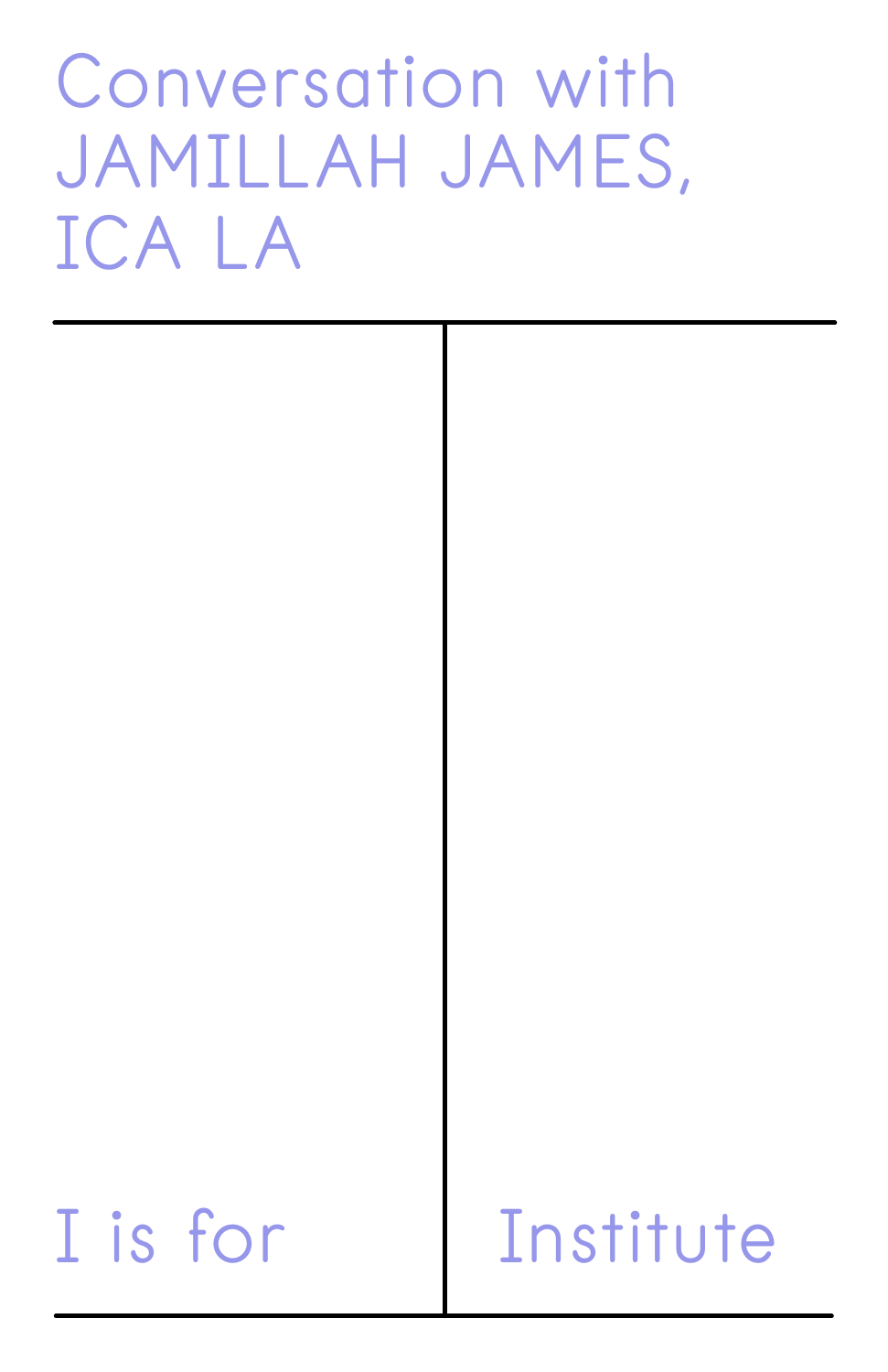# Conversation with JAMILLAH JAMES, ICA LA

I is for Institute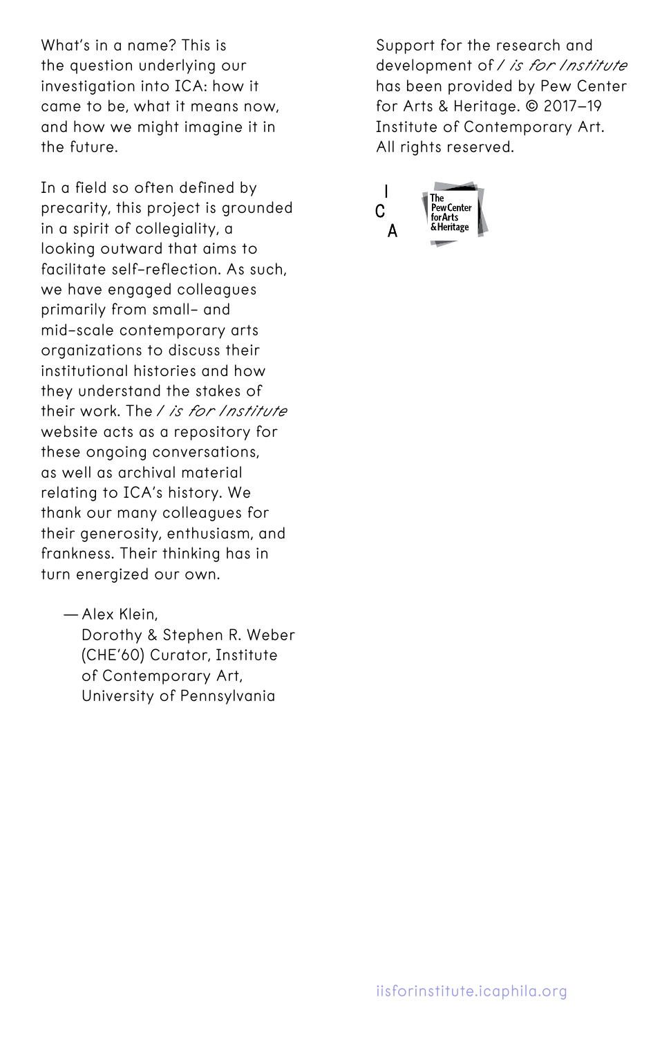What's in a name? This is the question underlying our investigation into ICA: how it came to be, what it means now, and how we might imagine it in the future.

In a field so often defined by precarity, this project is grounded in a spirit of collegiality, a looking outward that aims to facilitate self-reflection. As such, we have engaged colleagues primarily from small- and mid-scale contemporary arts organizations to discuss their institutional histories and how they understand the stakes of their work. The *I is for Institute* website acts as a repository for these ongoing conversations, as well as archival material relating to ICA's history. We thank our many colleagues for their generosity, enthusiasm, and frankness. Their thinking has in turn energized our own.

> — Alex Klein,
> Dorothy & Stephen R. Weber (CHE'60) Curator, Institute of Contemporary Art, University of Pennsylvania

Support for the research and development of *I is for Institute* has been provided by Pew Center for Arts & Heritage. © 2017–19 Institute of Contemporary Art. All rights reserved.

I C A

The Pew Center for Arts & Heritage

iisforinstitute.icaphila.org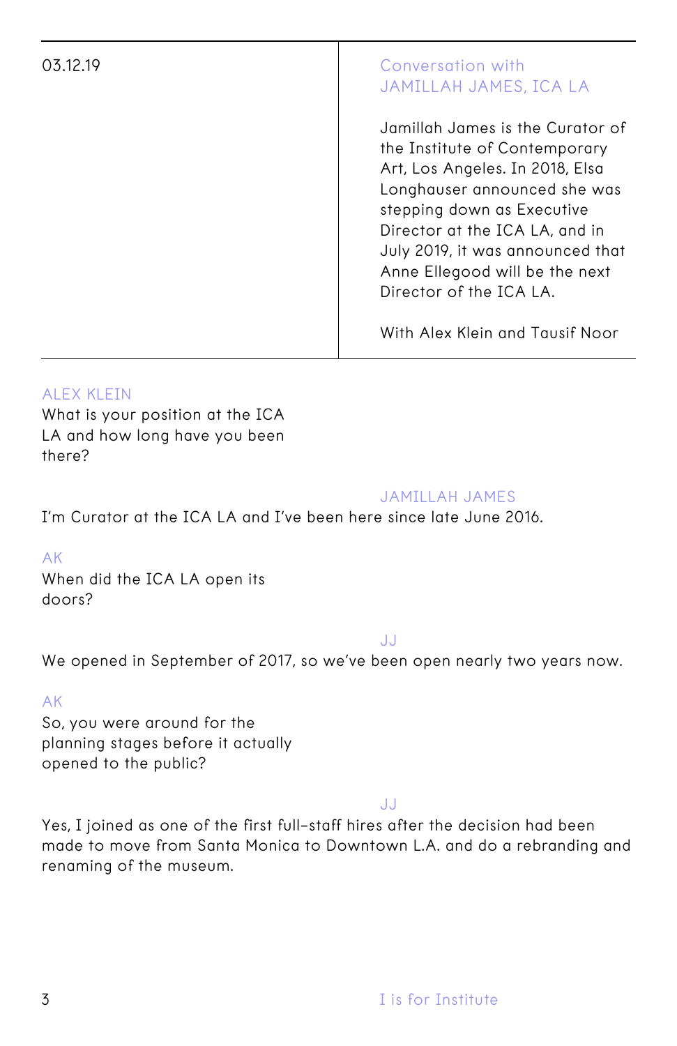03.12.19

## Conversation with JAMILLAH JAMES, ICA LA

Jamillah James is the Curator of the Institute of Contemporary Art, Los Angeles. In 2018, Elsa Longhauser announced she was stepping down as Executive Director at the ICA LA, and in July 2019, it was announced that Anne Ellegood will be the next Director of the ICA LA.

With Alex Klein and Tausif Noor

ALEX KLEIN
What is your position at the ICA LA and how long have you been there?

JAMILLAH JAMES
I'm Curator at the ICA LA and I've been here since late June 2016.

AK
When did the ICA LA open its doors?

JJ
We opened in September of 2017, so we've been open nearly two years now.

AK
So, you were around for the planning stages before it actually opened to the public?

JJ
Yes, I joined as one of the first full-staff hires after the decision had been made to move from Santa Monica to Downtown L.A. and do a rebranding and renaming of the museum.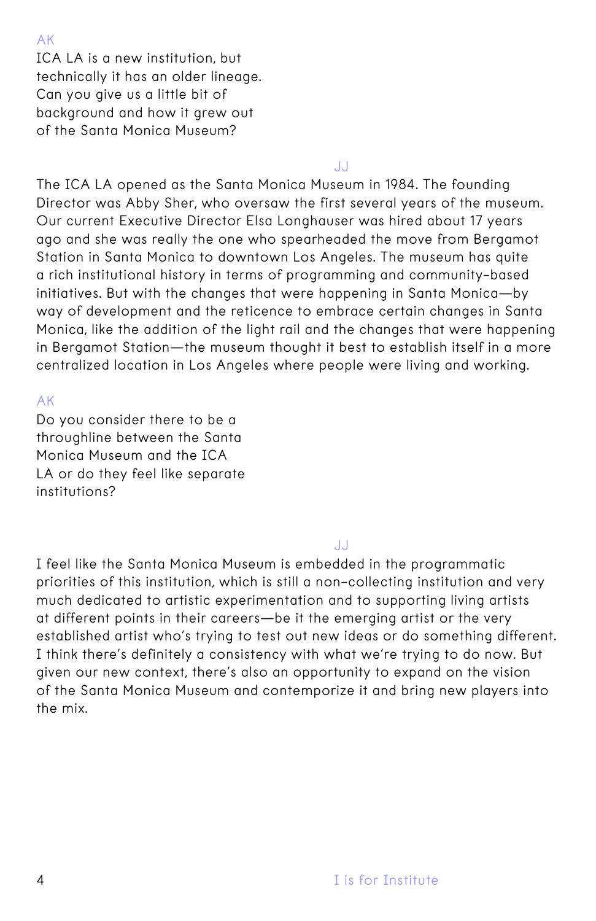AK

ICA LA is a new institution, but technically it has an older lineage. Can you give us a little bit of background and how it grew out of the Santa Monica Museum?

JJ

The ICA LA opened as the Santa Monica Museum in 1984. The founding Director was Abby Sher, who oversaw the first several years of the museum. Our current Executive Director Elsa Longhauser was hired about 17 years ago and she was really the one who spearheaded the move from Bergamot Station in Santa Monica to downtown Los Angeles. The museum has quite a rich institutional history in terms of programming and community-based initiatives. But with the changes that were happening in Santa Monica—by way of development and the reticence to embrace certain changes in Santa Monica, like the addition of the light rail and the changes that were happening in Bergamot Station—the museum thought it best to establish itself in a more centralized location in Los Angeles where people were living and working.

AK

Do you consider there to be a throughline between the Santa Monica Museum and the ICA LA or do they feel like separate institutions?

JJ

I feel like the Santa Monica Museum is embedded in the programmatic priorities of this institution, which is still a non-collecting institution and very much dedicated to artistic experimentation and to supporting living artists at different points in their careers—be it the emerging artist or the very established artist who's trying to test out new ideas or do something different. I think there's definitely a consistency with what we're trying to do now. But given our new context, there's also an opportunity to expand on the vision of the Santa Monica Museum and contemporize it and bring new players into the mix.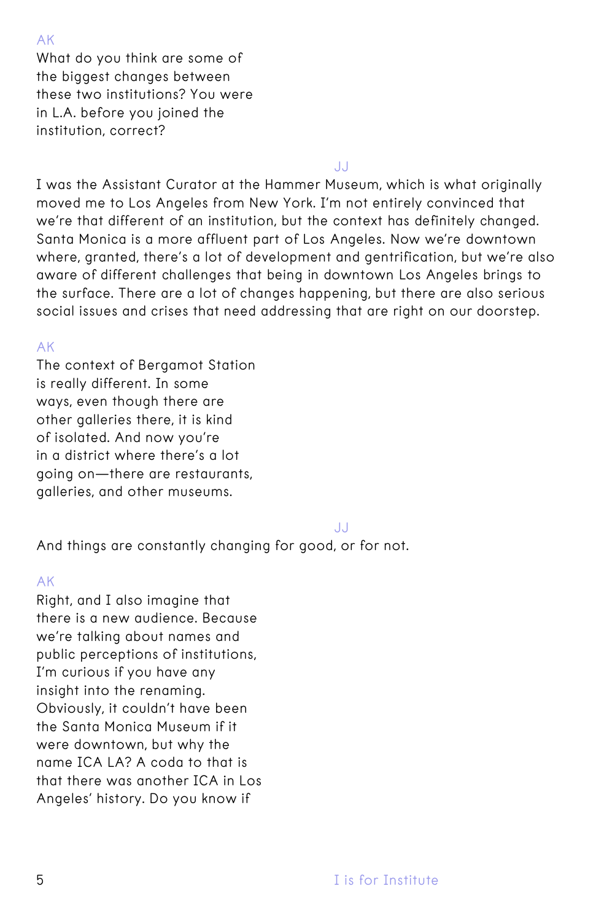AK
What do you think are some of the biggest changes between these two institutions? You were in L.A. before you joined the institution, correct?

JJ
I was the Assistant Curator at the Hammer Museum, which is what originally moved me to Los Angeles from New York. I'm not entirely convinced that we're that different of an institution, but the context has definitely changed. Santa Monica is a more affluent part of Los Angeles. Now we're downtown where, granted, there's a lot of development and gentrification, but we're also aware of different challenges that being in downtown Los Angeles brings to the surface. There are a lot of changes happening, but there are also serious social issues and crises that need addressing that are right on our doorstep.

AK
The context of Bergamot Station is really different. In some ways, even though there are other galleries there, it is kind of isolated. And now you're in a district where there's a lot going on—there are restaurants, galleries, and other museums.

JJ
And things are constantly changing for good, or for not.

AK
Right, and I also imagine that there is a new audience. Because we're talking about names and public perceptions of institutions, I'm curious if you have any insight into the renaming. Obviously, it couldn't have been the Santa Monica Museum if it were downtown, but why the name ICA LA? A coda to that is that there was another ICA in Los Angeles' history. Do you know if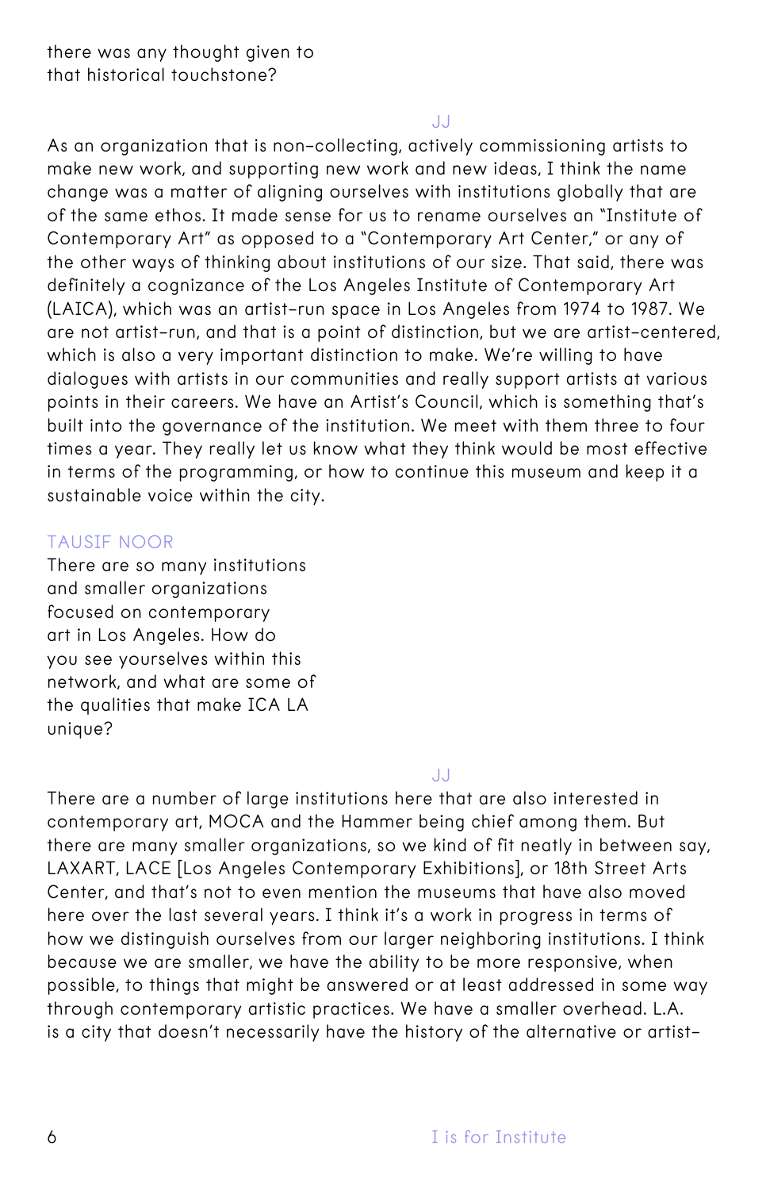there was any thought given to that historical touchstone?

JJ

As an organization that is non-collecting, actively commissioning artists to make new work, and supporting new work and new ideas, I think the name change was a matter of aligning ourselves with institutions globally that are of the same ethos. It made sense for us to rename ourselves an "Institute of Contemporary Art" as opposed to a "Contemporary Art Center," or any of the other ways of thinking about institutions of our size. That said, there was definitely a cognizance of the Los Angeles Institute of Contemporary Art (LAICA), which was an artist-run space in Los Angeles from 1974 to 1987. We are not artist-run, and that is a point of distinction, but we are artist-centered, which is also a very important distinction to make. We're willing to have dialogues with artists in our communities and really support artists at various points in their careers. We have an Artist's Council, which is something that's built into the governance of the institution. We meet with them three to four times a year. They really let us know what they think would be most effective in terms of the programming, or how to continue this museum and keep it a sustainable voice within the city.

TAUSIF NOOR

There are so many institutions and smaller organizations focused on contemporary art in Los Angeles. How do you see yourselves within this network, and what are some of the qualities that make ICA LA unique?

JJ

There are a number of large institutions here that are also interested in contemporary art, MOCA and the Hammer being chief among them. But there are many smaller organizations, so we kind of fit neatly in between say, LAXART, LACE [Los Angeles Contemporary Exhibitions], or 18th Street Arts Center, and that's not to even mention the museums that have also moved here over the last several years. I think it's a work in progress in terms of how we distinguish ourselves from our larger neighboring institutions. I think because we are smaller, we have the ability to be more responsive, when possible, to things that might be answered or at least addressed in some way through contemporary artistic practices. We have a smaller overhead. L.A. is a city that doesn't necessarily have the history of the alternative or artist-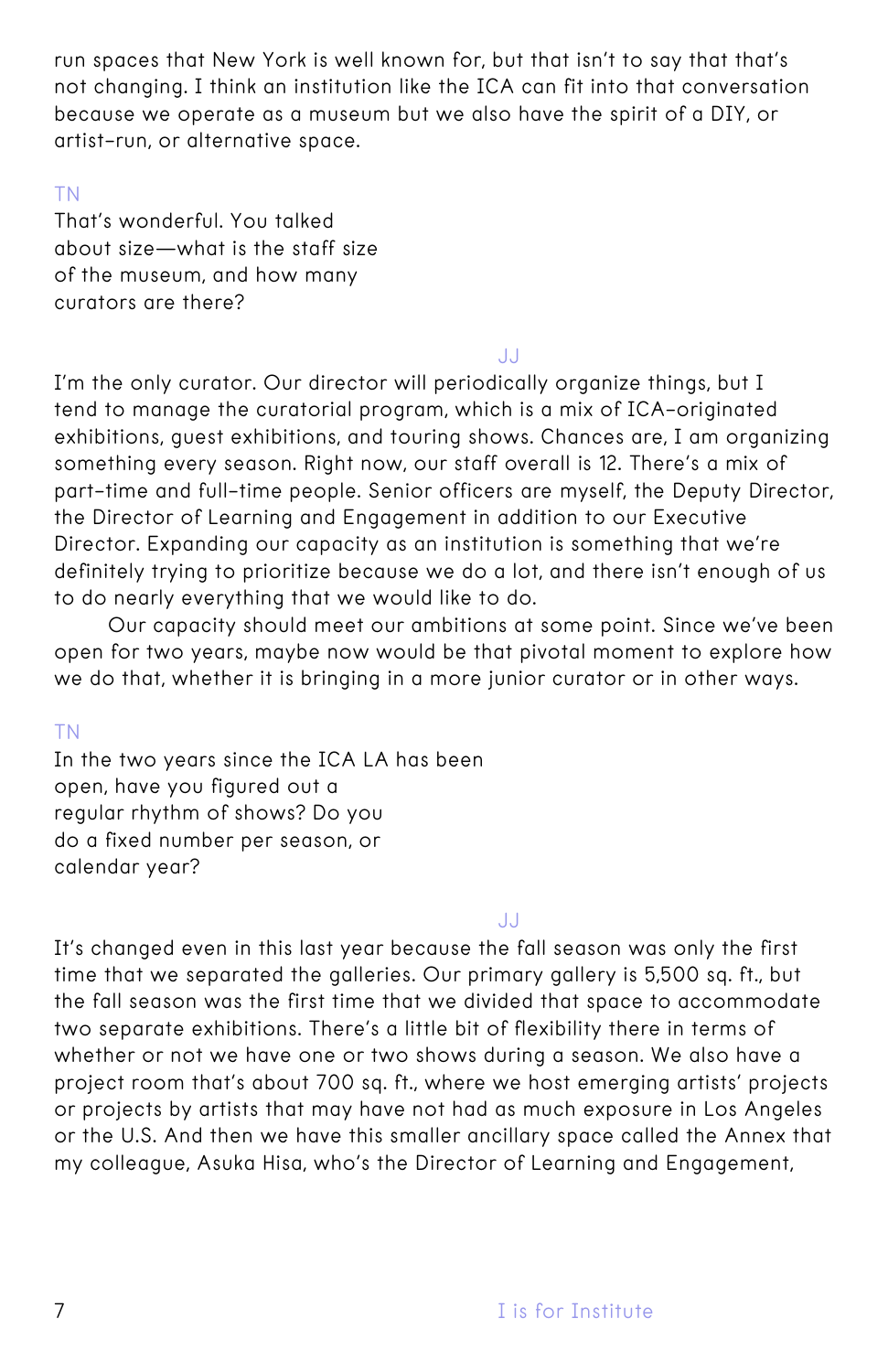run spaces that New York is well known for, but that isn't to say that that's not changing. I think an institution like the ICA can fit into that conversation because we operate as a museum but we also have the spirit of a DIY, or artist-run, or alternative space.

TN

That's wonderful. You talked about size—what is the staff size of the museum, and how many curators are there?

JJ

I'm the only curator. Our director will periodically organize things, but I tend to manage the curatorial program, which is a mix of ICA-originated exhibitions, guest exhibitions, and touring shows. Chances are, I am organizing something every season. Right now, our staff overall is 12. There's a mix of part-time and full-time people. Senior officers are myself, the Deputy Director, the Director of Learning and Engagement in addition to our Executive Director. Expanding our capacity as an institution is something that we're definitely trying to prioritize because we do a lot, and there isn't enough of us to do nearly everything that we would like to do.

Our capacity should meet our ambitions at some point. Since we've been open for two years, maybe now would be that pivotal moment to explore how we do that, whether it is bringing in a more junior curator or in other ways.

TN

In the two years since the ICA LA has been open, have you figured out a regular rhythm of shows? Do you do a fixed number per season, or calendar year?

JJ

It's changed even in this last year because the fall season was only the first time that we separated the galleries. Our primary gallery is 5,500 sq. ft., but the fall season was the first time that we divided that space to accommodate two separate exhibitions. There's a little bit of flexibility there in terms of whether or not we have one or two shows during a season. We also have a project room that's about 700 sq. ft., where we host emerging artists' projects or projects by artists that may have not had as much exposure in Los Angeles or the U.S. And then we have this smaller ancillary space called the Annex that my colleague, Asuka Hisa, who's the Director of Learning and Engagement,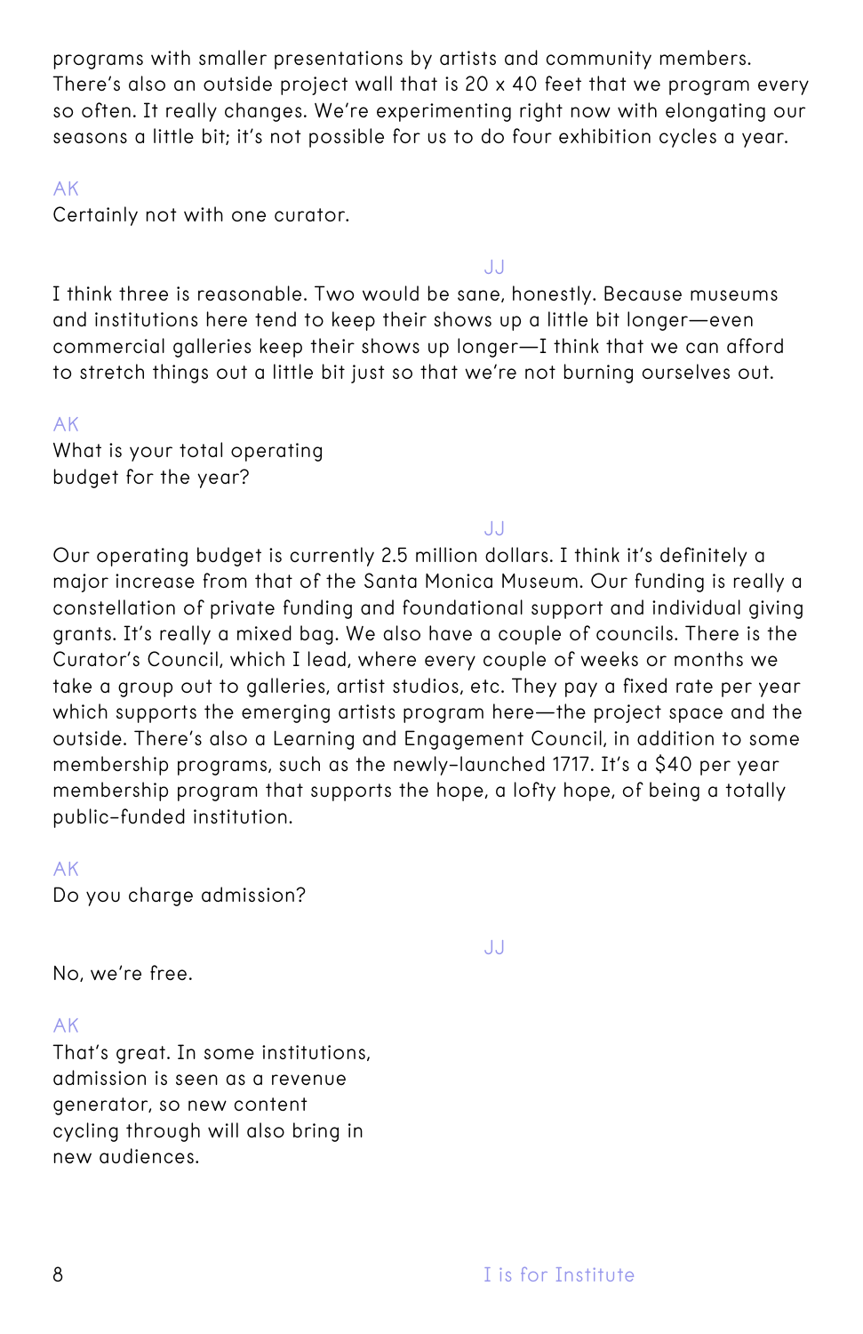programs with smaller presentations by artists and community members. There's also an outside project wall that is 20 x 40 feet that we program every so often. It really changes. We're experimenting right now with elongating our seasons a little bit; it's not possible for us to do four exhibition cycles a year.

AK
Certainly not with one curator.

JJ
I think three is reasonable. Two would be sane, honestly. Because museums and institutions here tend to keep their shows up a little bit longer—even commercial galleries keep their shows up longer—I think that we can afford to stretch things out a little bit just so that we're not burning ourselves out.

AK
What is your total operating budget for the year?

JJ
Our operating budget is currently 2.5 million dollars. I think it's definitely a major increase from that of the Santa Monica Museum. Our funding is really a constellation of private funding and foundational support and individual giving grants. It's really a mixed bag. We also have a couple of councils. There is the Curator's Council, which I lead, where every couple of weeks or months we take a group out to galleries, artist studios, etc. They pay a fixed rate per year which supports the emerging artists program here—the project space and the outside. There's also a Learning and Engagement Council, in addition to some membership programs, such as the newly-launched 1717. It's a $40 per year membership program that supports the hope, a lofty hope, of being a totally public-funded institution.

AK
Do you charge admission?

JJ
No, we're free.

AK
That's great. In some institutions, admission is seen as a revenue generator, so new content cycling through will also bring in new audiences.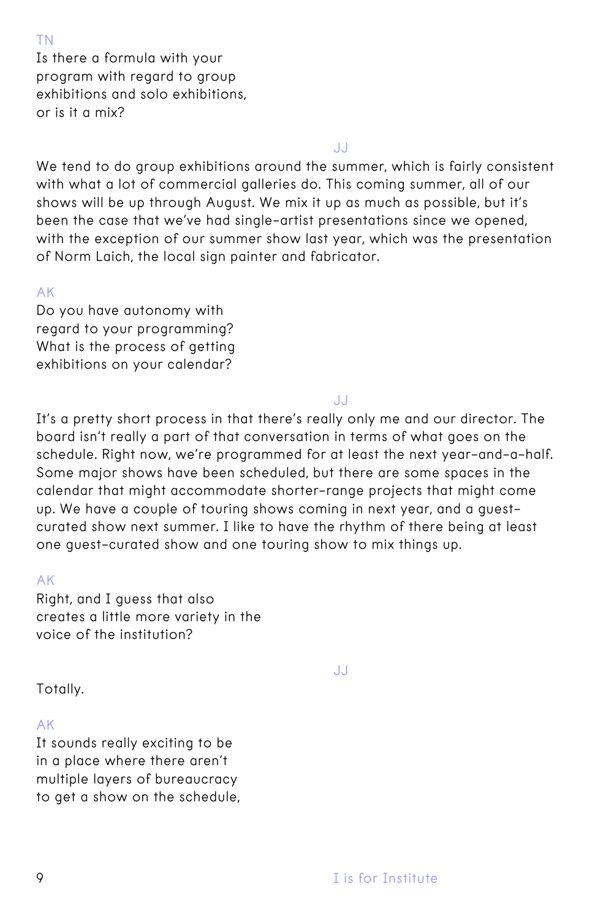TN

Is there a formula with your program with regard to group exhibitions and solo exhibitions, or is it a mix?

JJ

We tend to do group exhibitions around the summer, which is fairly consistent with what a lot of commercial galleries do. This coming summer, all of our shows will be up through August. We mix it up as much as possible, but it's been the case that we've had single-artist presentations since we opened, with the exception of our summer show last year, which was the presentation of Norm Laich, the local sign painter and fabricator.

AK

Do you have autonomy with regard to your programming? What is the process of getting exhibitions on your calendar?

JJ

It's a pretty short process in that there's really only me and our director. The board isn't really a part of that conversation in terms of what goes on the schedule. Right now, we're programmed for at least the next year-and-a-half. Some major shows have been scheduled, but there are some spaces in the calendar that might accommodate shorter-range projects that might come up. We have a couple of touring shows coming in next year, and a guest-curated show next summer. I like to have the rhythm of there being at least one guest-curated show and one touring show to mix things up.

AK

Right, and I guess that also creates a little more variety in the voice of the institution?

JJ

Totally.

AK

It sounds really exciting to be in a place where there aren't multiple layers of bureaucracy to get a show on the schedule,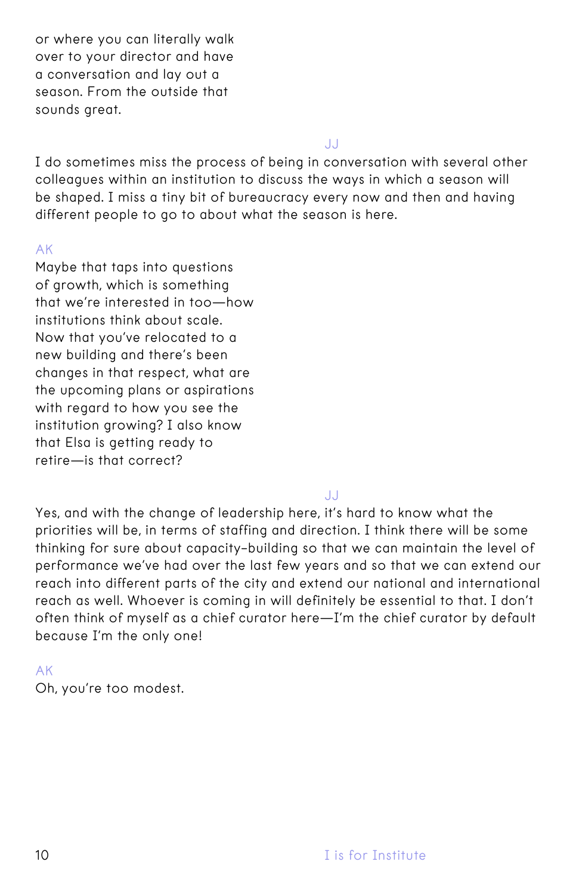or where you can literally walk over to your director and have a conversation and lay out a season. From the outside that sounds great.

JJ
I do sometimes miss the process of being in conversation with several other colleagues within an institution to discuss the ways in which a season will be shaped. I miss a tiny bit of bureaucracy every now and then and having different people to go to about what the season is here.

AK
Maybe that taps into questions of growth, which is something that we're interested in too—how institutions think about scale. Now that you've relocated to a new building and there's been changes in that respect, what are the upcoming plans or aspirations with regard to how you see the institution growing? I also know that Elsa is getting ready to retire—is that correct?

JJ
Yes, and with the change of leadership here, it's hard to know what the priorities will be, in terms of staffing and direction. I think there will be some thinking for sure about capacity-building so that we can maintain the level of performance we've had over the last few years and so that we can extend our reach into different parts of the city and extend our national and international reach as well. Whoever is coming in will definitely be essential to that. I don't often think of myself as a chief curator here—I'm the chief curator by default because I'm the only one!

AK
Oh, you're too modest.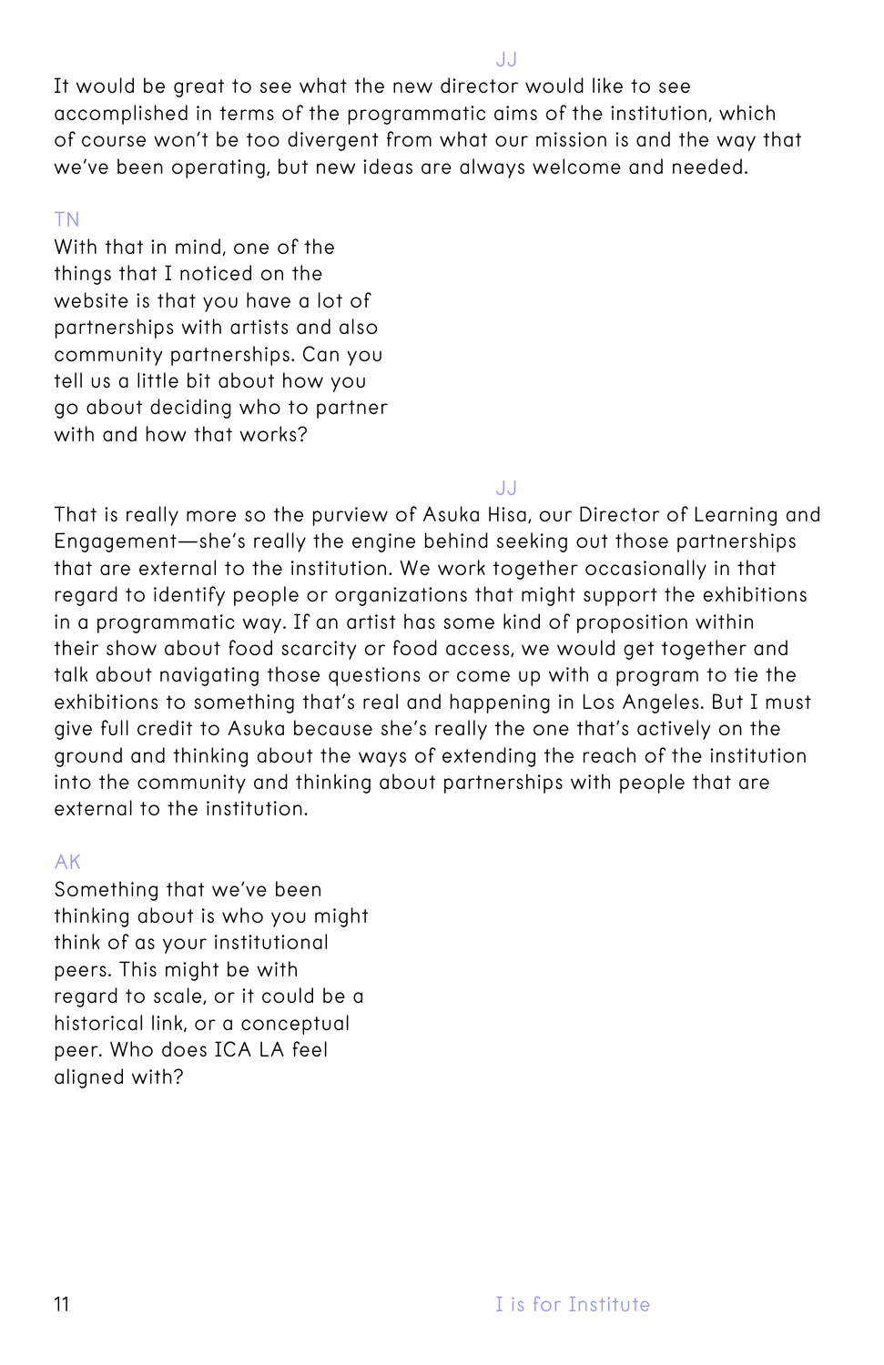JJ

It would be great to see what the new director would like to see accomplished in terms of the programmatic aims of the institution, which of course won't be too divergent from what our mission is and the way that we've been operating, but new ideas are always welcome and needed.

TN

With that in mind, one of the things that I noticed on the website is that you have a lot of partnerships with artists and also community partnerships. Can you tell us a little bit about how you go about deciding who to partner with and how that works?

JJ

That is really more so the purview of Asuka Hisa, our Director of Learning and Engagement—she's really the engine behind seeking out those partnerships that are external to the institution. We work together occasionally in that regard to identify people or organizations that might support the exhibitions in a programmatic way. If an artist has some kind of proposition within their show about food scarcity or food access, we would get together and talk about navigating those questions or come up with a program to tie the exhibitions to something that's real and happening in Los Angeles. But I must give full credit to Asuka because she's really the one that's actively on the ground and thinking about the ways of extending the reach of the institution into the community and thinking about partnerships with people that are external to the institution.

AK

Something that we've been thinking about is who you might think of as your institutional peers. This might be with regard to scale, or it could be a historical link, or a conceptual peer. Who does ICA LA feel aligned with?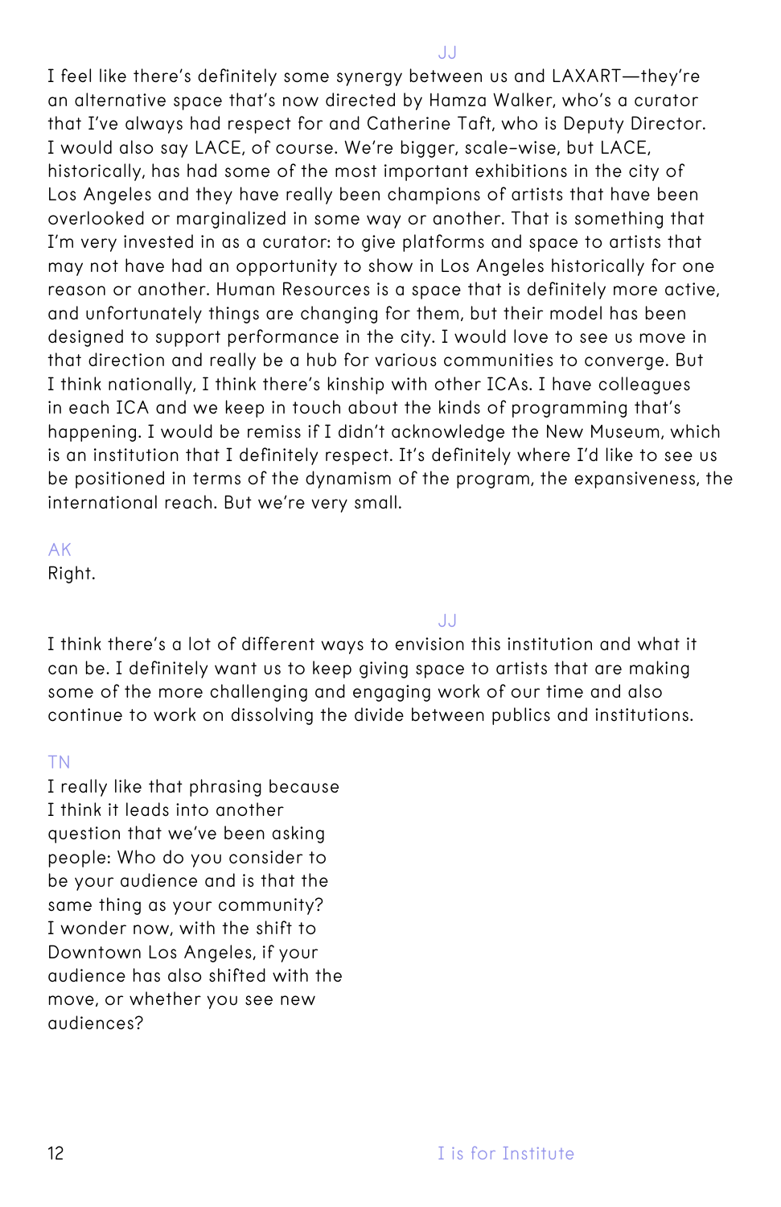JJ

I feel like there's definitely some synergy between us and LAXART—they're an alternative space that's now directed by Hamza Walker, who's a curator that I've always had respect for and Catherine Taft, who is Deputy Director. I would also say LACE, of course. We're bigger, scale-wise, but LACE, historically, has had some of the most important exhibitions in the city of Los Angeles and they have really been champions of artists that have been overlooked or marginalized in some way or another. That is something that I'm very invested in as a curator: to give platforms and space to artists that may not have had an opportunity to show in Los Angeles historically for one reason or another. Human Resources is a space that is definitely more active, and unfortunately things are changing for them, but their model has been designed to support performance in the city. I would love to see us move in that direction and really be a hub for various communities to converge. But I think nationally, I think there's kinship with other ICAs. I have colleagues in each ICA and we keep in touch about the kinds of programming that's happening. I would be remiss if I didn't acknowledge the New Museum, which is an institution that I definitely respect. It's definitely where I'd like to see us be positioned in terms of the dynamism of the program, the expansiveness, the international reach. But we're very small.

AK

Right.

JJ

I think there's a lot of different ways to envision this institution and what it can be. I definitely want us to keep giving space to artists that are making some of the more challenging and engaging work of our time and also continue to work on dissolving the divide between publics and institutions.

TN

I really like that phrasing because I think it leads into another question that we've been asking people: Who do you consider to be your audience and is that the same thing as your community? I wonder now, with the shift to Downtown Los Angeles, if your audience has also shifted with the move, or whether you see new audiences?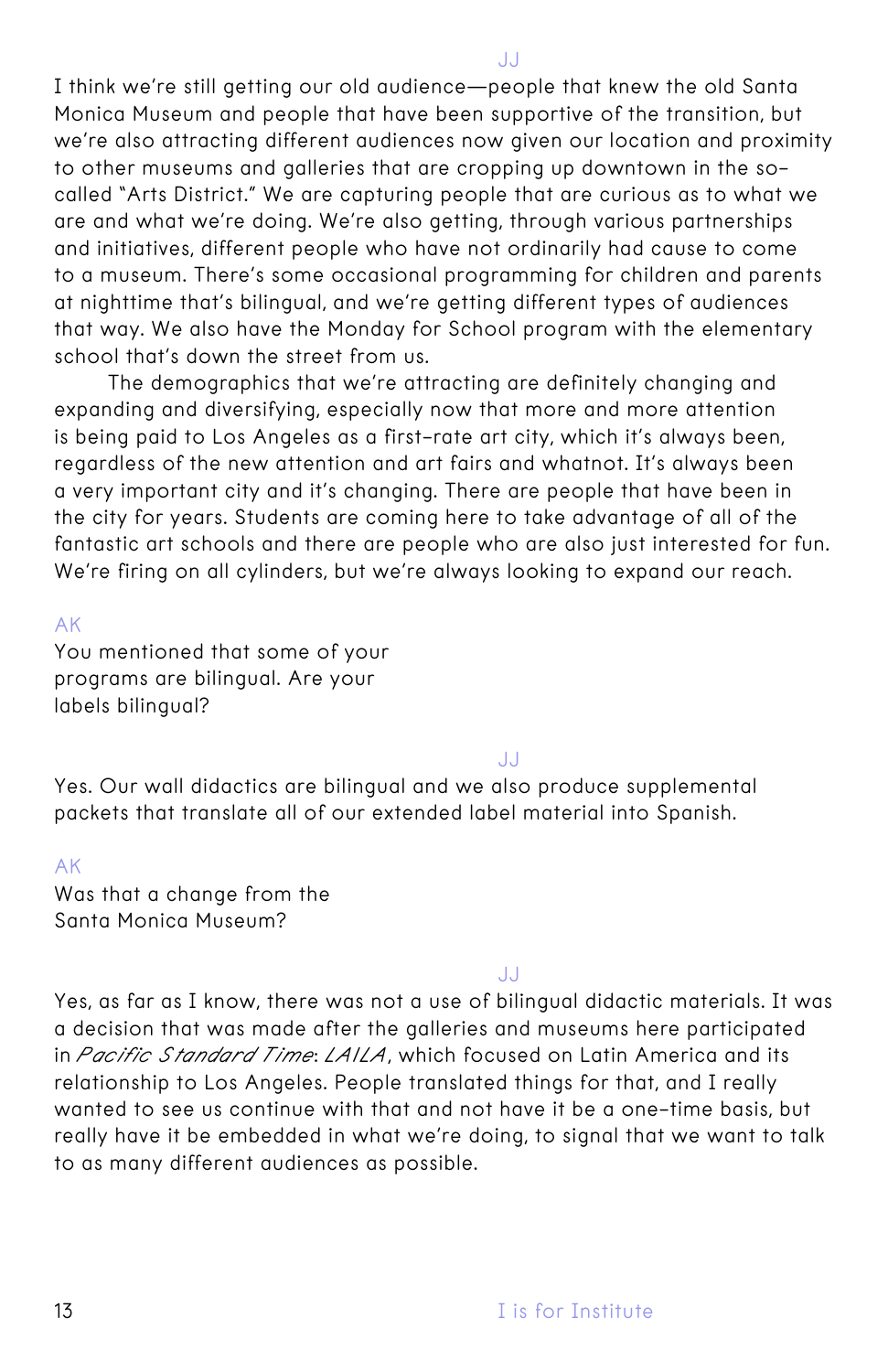JJ

I think we're still getting our old audience—people that knew the old Santa Monica Museum and people that have been supportive of the transition, but we're also attracting different audiences now given our location and proximity to other museums and galleries that are cropping up downtown in the so-called "Arts District." We are capturing people that are curious as to what we are and what we're doing. We're also getting, through various partnerships and initiatives, different people who have not ordinarily had cause to come to a museum. There's some occasional programming for children and parents at nighttime that's bilingual, and we're getting different types of audiences that way. We also have the Monday for School program with the elementary school that's down the street from us.

The demographics that we're attracting are definitely changing and expanding and diversifying, especially now that more and more attention is being paid to Los Angeles as a first-rate art city, which it's always been, regardless of the new attention and art fairs and whatnot. It's always been a very important city and it's changing. There are people that have been in the city for years. Students are coming here to take advantage of all of the fantastic art schools and there are people who are also just interested for fun. We're firing on all cylinders, but we're always looking to expand our reach.

AK

You mentioned that some of your programs are bilingual. Are your labels bilingual?

JJ

Yes. Our wall didactics are bilingual and we also produce supplemental packets that translate all of our extended label material into Spanish.

AK

Was that a change from the Santa Monica Museum?

JJ

Yes, as far as I know, there was not a use of bilingual didactic materials. It was a decision that was made after the galleries and museums here participated in *Pacific Standard Time: LA/LA*, which focused on Latin America and its relationship to Los Angeles. People translated things for that, and I really wanted to see us continue with that and not have it be a one-time basis, but really have it be embedded in what we're doing, to signal that we want to talk to as many different audiences as possible.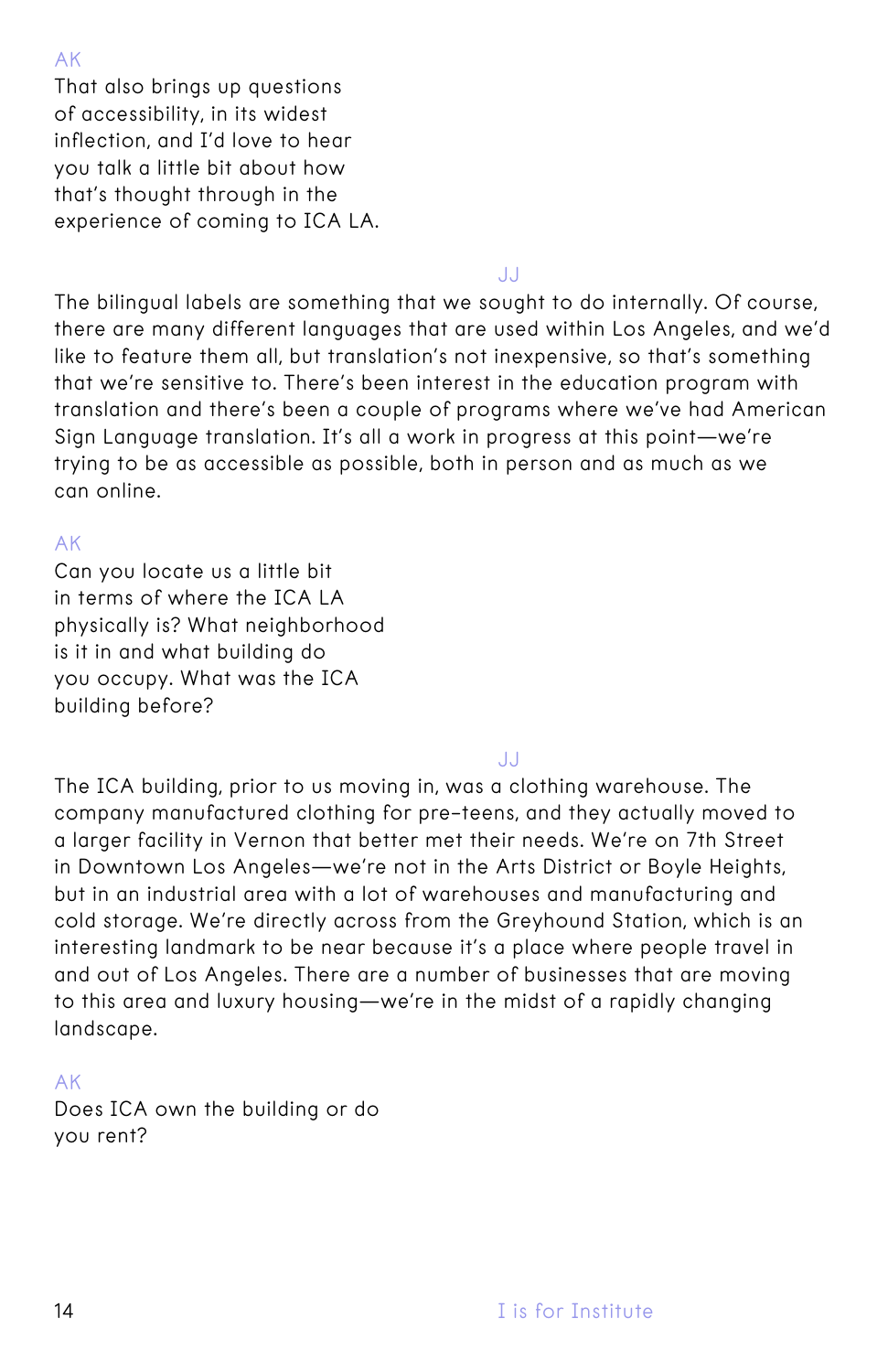AK
That also brings up questions of accessibility, in its widest inflection, and I'd love to hear you talk a little bit about how that's thought through in the experience of coming to ICA LA.

JJ
The bilingual labels are something that we sought to do internally. Of course, there are many different languages that are used within Los Angeles, and we'd like to feature them all, but translation's not inexpensive, so that's something that we're sensitive to. There's been interest in the education program with translation and there's been a couple of programs where we've had American Sign Language translation. It's all a work in progress at this point—we're trying to be as accessible as possible, both in person and as much as we can online.

AK
Can you locate us a little bit in terms of where the ICA LA physically is? What neighborhood is it in and what building do you occupy. What was the ICA building before?

JJ
The ICA building, prior to us moving in, was a clothing warehouse. The company manufactured clothing for pre-teens, and they actually moved to a larger facility in Vernon that better met their needs. We're on 7th Street in Downtown Los Angeles—we're not in the Arts District or Boyle Heights, but in an industrial area with a lot of warehouses and manufacturing and cold storage. We're directly across from the Greyhound Station, which is an interesting landmark to be near because it's a place where people travel in and out of Los Angeles. There are a number of businesses that are moving to this area and luxury housing—we're in the midst of a rapidly changing landscape.

AK
Does ICA own the building or do you rent?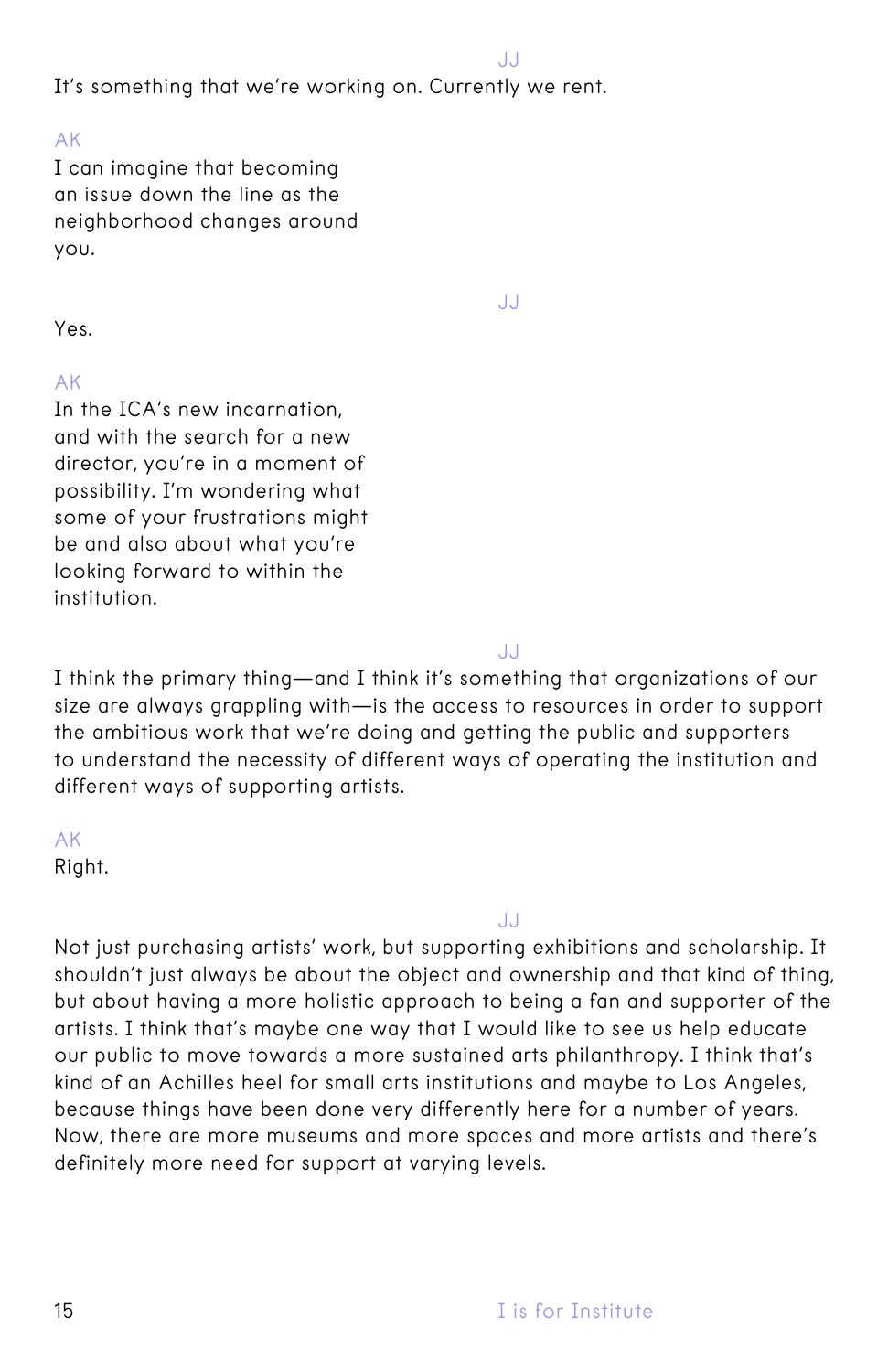JJ

It's something that we're working on. Currently we rent.

AK

I can imagine that becoming an issue down the line as the neighborhood changes around you.

JJ

Yes.

AK

In the ICA's new incarnation, and with the search for a new director, you're in a moment of possibility. I'm wondering what some of your frustrations might be and also about what you're looking forward to within the institution.

JJ

I think the primary thing—and I think it's something that organizations of our size are always grappling with—is the access to resources in order to support the ambitious work that we're doing and getting the public and supporters to understand the necessity of different ways of operating the institution and different ways of supporting artists.

AK

Right.

JJ

Not just purchasing artists' work, but supporting exhibitions and scholarship. It shouldn't just always be about the object and ownership and that kind of thing, but about having a more holistic approach to being a fan and supporter of the artists. I think that's maybe one way that I would like to see us help educate our public to move towards a more sustained arts philanthropy. I think that's kind of an Achilles heel for small arts institutions and maybe to Los Angeles, because things have been done very differently here for a number of years. Now, there are more museums and more spaces and more artists and there's definitely more need for support at varying levels.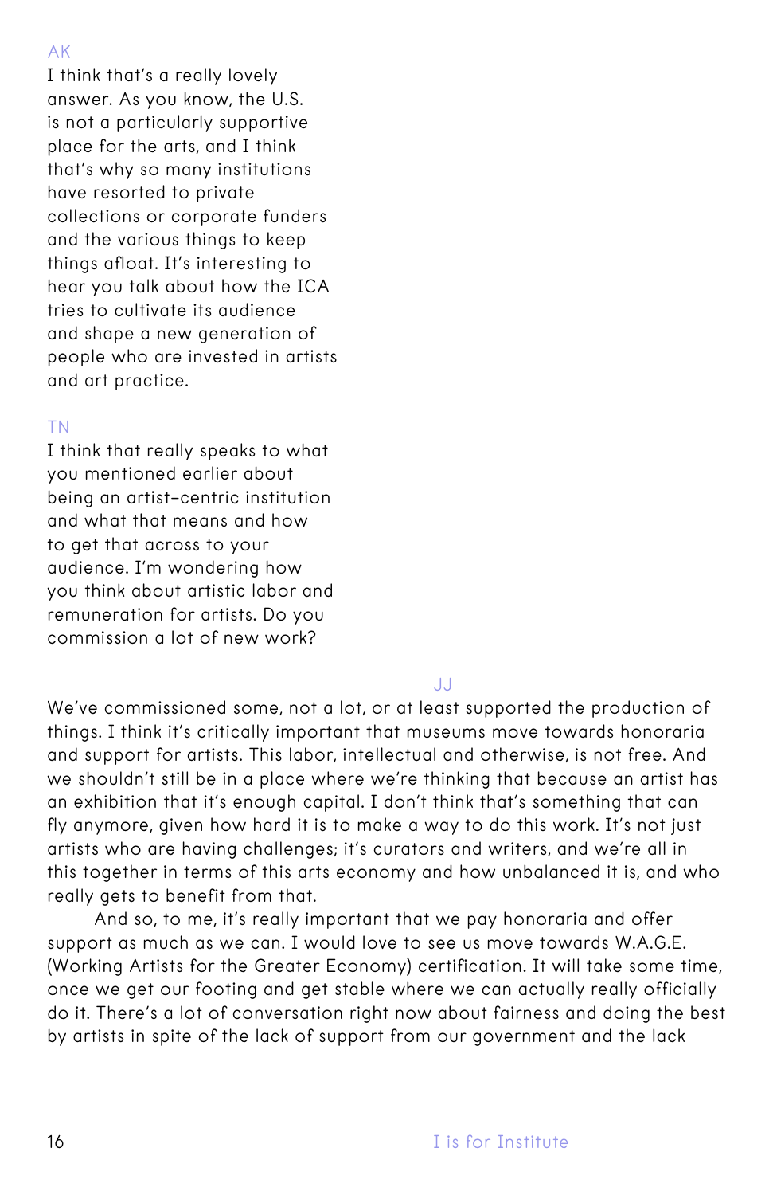AK

I think that's a really lovely answer. As you know, the U.S. is not a particularly supportive place for the arts, and I think that's why so many institutions have resorted to private collections or corporate funders and the various things to keep things afloat. It's interesting to hear you talk about how the ICA tries to cultivate its audience and shape a new generation of people who are invested in artists and art practice.

TN

I think that really speaks to what you mentioned earlier about being an artist-centric institution and what that means and how to get that across to your audience. I'm wondering how you think about artistic labor and remuneration for artists. Do you commission a lot of new work?

JJ

We've commissioned some, not a lot, or at least supported the production of things. I think it's critically important that museums move towards honoraria and support for artists. This labor, intellectual and otherwise, is not free. And we shouldn't still be in a place where we're thinking that because an artist has an exhibition that it's enough capital. I don't think that's something that can fly anymore, given how hard it is to make a way to do this work. It's not just artists who are having challenges; it's curators and writers, and we're all in this together in terms of this arts economy and how unbalanced it is, and who really gets to benefit from that.

And so, to me, it's really important that we pay honoraria and offer support as much as we can. I would love to see us move towards W.A.G.E. (Working Artists for the Greater Economy) certification. It will take some time, once we get our footing and get stable where we can actually really officially do it. There's a lot of conversation right now about fairness and doing the best by artists in spite of the lack of support from our government and the lack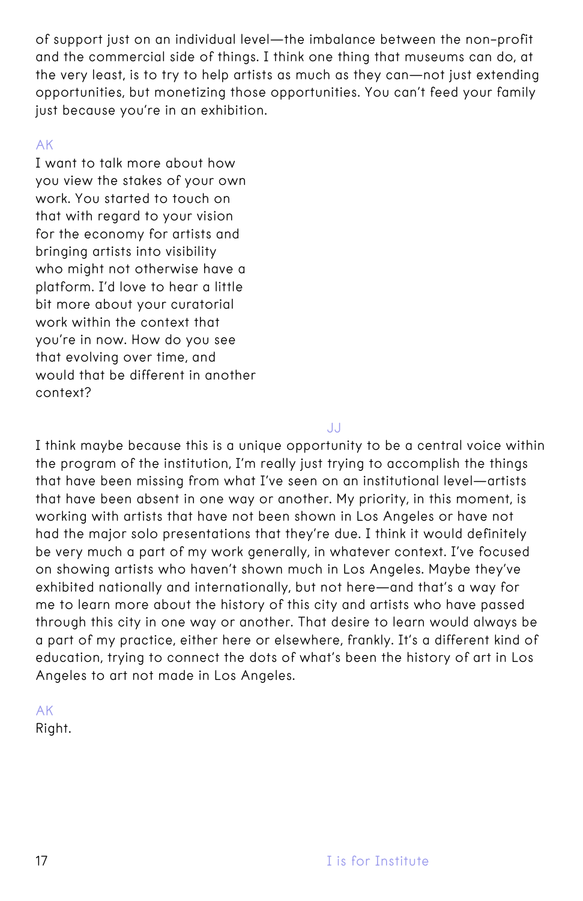of support just on an individual level—the imbalance between the non-profit and the commercial side of things. I think one thing that museums can do, at the very least, is to try to help artists as much as they can—not just extending opportunities, but monetizing those opportunities. You can't feed your family just because you're in an exhibition.

AK

I want to talk more about how you view the stakes of your own work. You started to touch on that with regard to your vision for the economy for artists and bringing artists into visibility who might not otherwise have a platform. I'd love to hear a little bit more about your curatorial work within the context that you're in now. How do you see that evolving over time, and would that be different in another context?

JJ

I think maybe because this is a unique opportunity to be a central voice within the program of the institution, I'm really just trying to accomplish the things that have been missing from what I've seen on an institutional level—artists that have been absent in one way or another. My priority, in this moment, is working with artists that have not been shown in Los Angeles or have not had the major solo presentations that they're due. I think it would definitely be very much a part of my work generally, in whatever context. I've focused on showing artists who haven't shown much in Los Angeles. Maybe they've exhibited nationally and internationally, but not here—and that's a way for me to learn more about the history of this city and artists who have passed through this city in one way or another. That desire to learn would always be a part of my practice, either here or elsewhere, frankly. It's a different kind of education, trying to connect the dots of what's been the history of art in Los Angeles to art not made in Los Angeles.

AK

Right.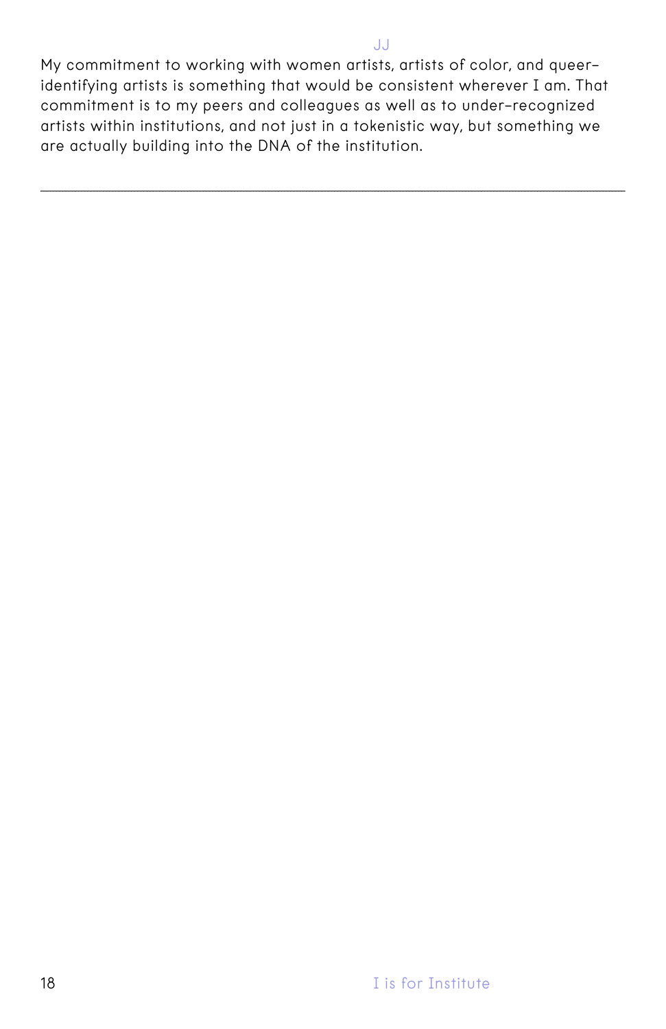JJ

My commitment to working with women artists, artists of color, and queer-identifying artists is something that would be consistent wherever I am. That commitment is to my peers and colleagues as well as to under-recognized artists within institutions, and not just in a tokenistic way, but something we are actually building into the DNA of the institution.

---